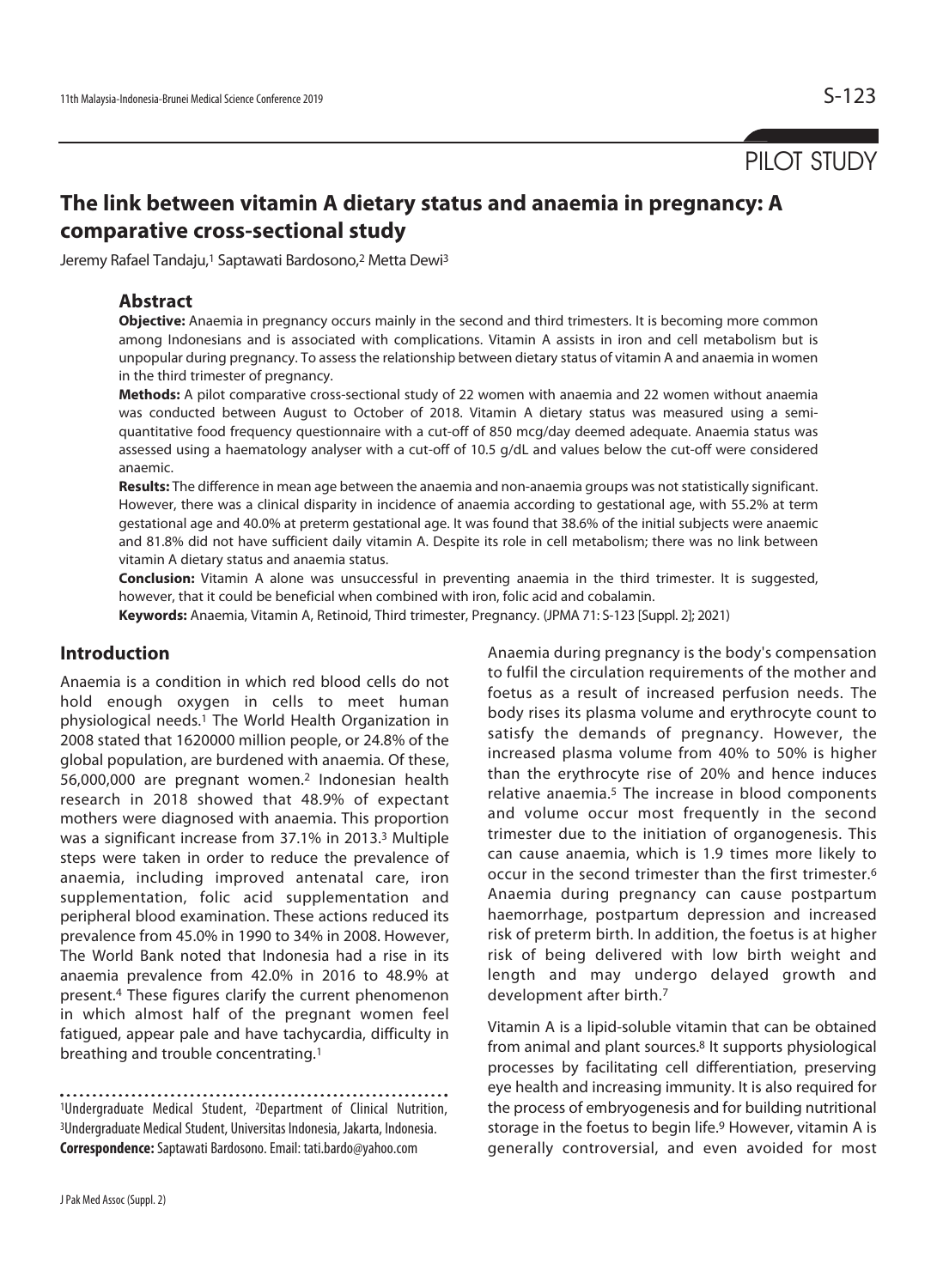PILOT STUDY

# The link between vitamin A dietary status and anaemia in pregnancy: A comparative cross-sectional study

Jeremy Rafael Tandaju,[1] Saptawati Bardosono,[2] Metta Dewi[3]

## Abstract

**Objective:** Anaemia in pregnancy occurs mainly in the second and third trimesters. It is becoming more common among Indonesians and is associated with complications. Vitamin A assists in iron and cell metabolism but is unpopular during pregnancy. To assess the relationship between dietary status of vitamin A and anaemia in women in the third trimester of pregnancy.

**Methods:** A pilot comparative cross-sectional study of 22 women with anaemia and 22 women without anaemia was conducted between August to October of 2018. Vitamin A dietary status was measured using a semi-quantitative food frequency questionnaire with a cut-off of 850 mcg/day deemed adequate. Anaemia status was assessed using a haematology analyser with a cut-off of 10.5 g/dL and values below the cut-off were considered anaemic.

**Results:** The difference in mean age between the anaemia and non-anaemia groups was not statistically significant. However, there was a clinical disparity in incidence of anaemia according to gestational age, with 55.2% at term gestational age and 40.0% at preterm gestational age. It was found that 38.6% of the initial subjects were anaemic and 81.8% did not have sufficient daily vitamin A. Despite its role in cell metabolism; there was no link between vitamin A dietary status and anaemia status.

**Conclusion:** Vitamin A alone was unsuccessful in preventing anaemia in the third trimester. It is suggested, however, that it could be beneficial when combined with iron, folic acid and cobalamin.

**Keywords:** Anaemia, Vitamin A, Retinoid, Third trimester, Pregnancy. (JPMA 71: S-123 [Suppl. 2]; 2021)

## Introduction

Anaemia is a condition in which red blood cells do not hold enough oxygen in cells to meet human physiological needs.[1] The World Health Organization in 2008 stated that 1620000 million people, or 24.8% of the global population, are burdened with anaemia. Of these, 56,000,000 are pregnant women.[2] Indonesian health research in 2018 showed that 48.9% of expectant mothers were diagnosed with anaemia. This proportion was a significant increase from 37.1% in 2013.[3] Multiple steps were taken in order to reduce the prevalence of anaemia, including improved antenatal care, iron supplementation, folic acid supplementation and peripheral blood examination. These actions reduced its prevalence from 45.0% in 1990 to 34% in 2008. However, The World Bank noted that Indonesia had a rise in its anaemia prevalence from 42.0% in 2016 to 48.9% at present.[4] These figures clarify the current phenomenon in which almost half of the pregnant women feel fatigued, appear pale and have tachycardia, difficulty in breathing and trouble concentrating.[1]

Anaemia during pregnancy is the body's compensation to fulfil the circulation requirements of the mother and foetus as a result of increased perfusion needs. The body rises its plasma volume and erythrocyte count to satisfy the demands of pregnancy. However, the increased plasma volume from 40% to 50% is higher than the erythrocyte rise of 20% and hence induces relative anaemia.[5] The increase in blood components and volume occur most frequently in the second trimester due to the initiation of organogenesis. This can cause anaemia, which is 1.9 times more likely to occur in the second trimester than the first trimester.[6] Anaemia during pregnancy can cause postpartum haemorrhage, postpartum depression and increased risk of preterm birth. In addition, the foetus is at higher risk of being delivered with low birth weight and length and may undergo delayed growth and development after birth.[7]

Vitamin A is a lipid-soluble vitamin that can be obtained from animal and plant sources.[8] It supports physiological processes by facilitating cell differentiation, preserving eye health and increasing immunity. It is also required for the process of embryogenesis and for building nutritional storage in the foetus to begin life.[9] However, vitamin A is generally controversial, and even avoided for most

[1]Undergraduate Medical Student, [2]Department of Clinical Nutrition, [3]Undergraduate Medical Student, Universitas Indonesia, Jakarta, Indonesia.
**Correspondence:** Saptawati Bardosono. Email: tati.bardo@yahoo.com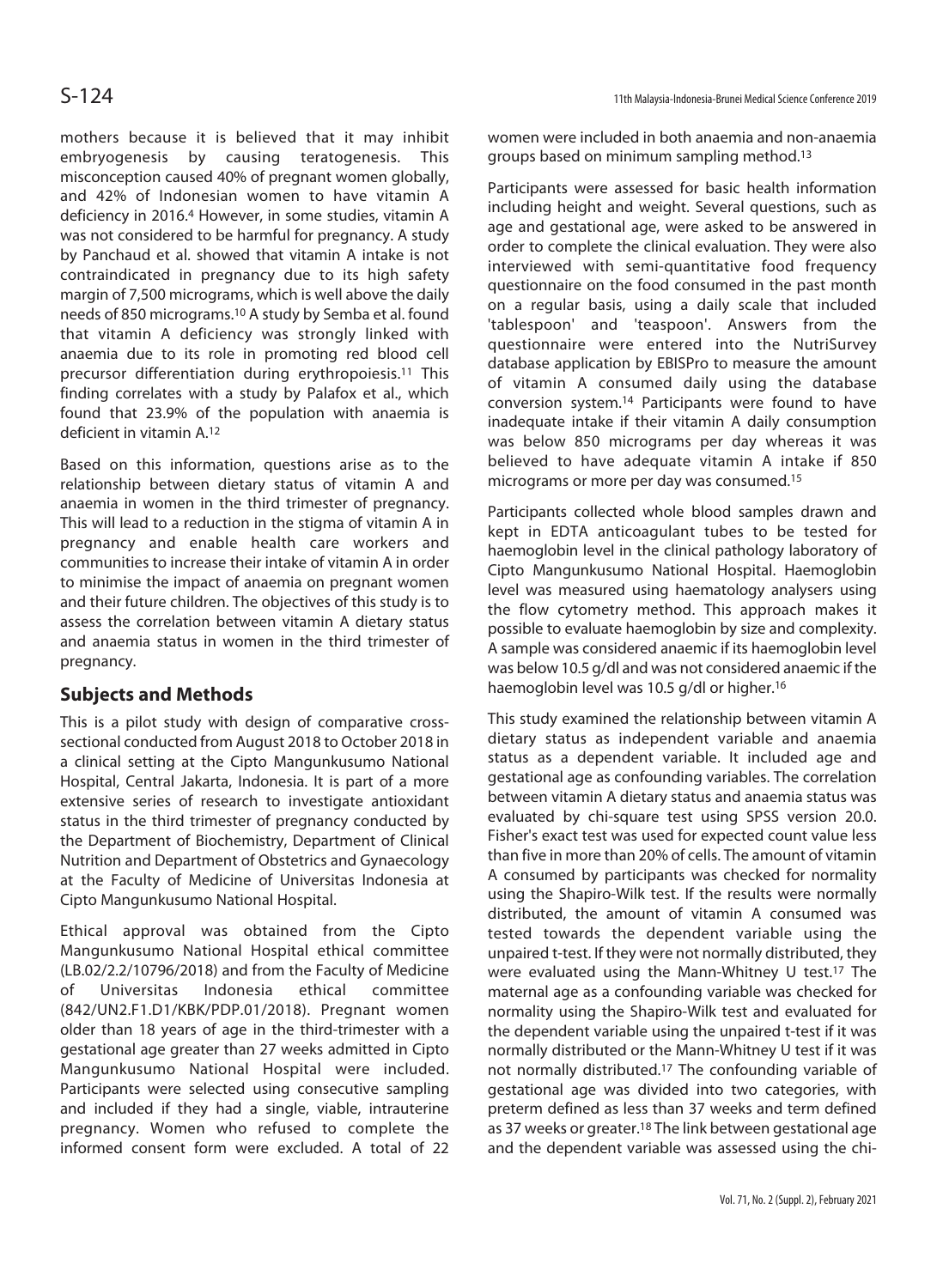mothers because it is believed that it may inhibit embryogenesis by causing teratogenesis. This misconception caused 40% of pregnant women globally, and 42% of Indonesian women to have vitamin A deficiency in 2016.[4] However, in some studies, vitamin A was not considered to be harmful for pregnancy. A study by Panchaud et al. showed that vitamin A intake is not contraindicated in pregnancy due to its high safety margin of 7,500 micrograms, which is well above the daily needs of 850 micrograms.[10] A study by Semba et al. found that vitamin A deficiency was strongly linked with anaemia due to its role in promoting red blood cell precursor differentiation during erythropoiesis.[11] This finding correlates with a study by Palafox et al., which found that 23.9% of the population with anaemia is deficient in vitamin A.[12]

Based on this information, questions arise as to the relationship between dietary status of vitamin A and anaemia in women in the third trimester of pregnancy. This will lead to a reduction in the stigma of vitamin A in pregnancy and enable health care workers and communities to increase their intake of vitamin A in order to minimise the impact of anaemia on pregnant women and their future children. The objectives of this study is to assess the correlation between vitamin A dietary status and anaemia status in women in the third trimester of pregnancy.

## Subjects and Methods

This is a pilot study with design of comparative cross-sectional conducted from August 2018 to October 2018 in a clinical setting at the Cipto Mangunkusumo National Hospital, Central Jakarta, Indonesia. It is part of a more extensive series of research to investigate antioxidant status in the third trimester of pregnancy conducted by the Department of Biochemistry, Department of Clinical Nutrition and Department of Obstetrics and Gynaecology at the Faculty of Medicine of Universitas Indonesia at Cipto Mangunkusumo National Hospital.

Ethical approval was obtained from the Cipto Mangunkusumo National Hospital ethical committee (LB.02/2.2/10796/2018) and from the Faculty of Medicine of Universitas Indonesia ethical committee (842/UN2.F1.D1/KBK/PDP.01/2018). Pregnant women older than 18 years of age in the third-trimester with a gestational age greater than 27 weeks admitted in Cipto Mangunkusumo National Hospital were included. Participants were selected using consecutive sampling and included if they had a single, viable, intrauterine pregnancy. Women who refused to complete the informed consent form were excluded. A total of 22 women were included in both anaemia and non-anaemia groups based on minimum sampling method.[13]

Participants were assessed for basic health information including height and weight. Several questions, such as age and gestational age, were asked to be answered in order to complete the clinical evaluation. They were also interviewed with semi-quantitative food frequency questionnaire on the food consumed in the past month on a regular basis, using a daily scale that included 'tablespoon' and 'teaspoon'. Answers from the questionnaire were entered into the NutriSurvey database application by EBISPro to measure the amount of vitamin A consumed daily using the database conversion system.[14] Participants were found to have inadequate intake if their vitamin A daily consumption was below 850 micrograms per day whereas it was believed to have adequate vitamin A intake if 850 micrograms or more per day was consumed.[15]

Participants collected whole blood samples drawn and kept in EDTA anticoagulant tubes to be tested for haemoglobin level in the clinical pathology laboratory of Cipto Mangunkusumo National Hospital. Haemoglobin level was measured using haematology analysers using the flow cytometry method. This approach makes it possible to evaluate haemoglobin by size and complexity. A sample was considered anaemic if its haemoglobin level was below 10.5 g/dl and was not considered anaemic if the haemoglobin level was 10.5 g/dl or higher.[16]

This study examined the relationship between vitamin A dietary status as independent variable and anaemia status as a dependent variable. It included age and gestational age as confounding variables. The correlation between vitamin A dietary status and anaemia status was evaluated by chi-square test using SPSS version 20.0. Fisher's exact test was used for expected count value less than five in more than 20% of cells. The amount of vitamin A consumed by participants was checked for normality using the Shapiro-Wilk test. If the results were normally distributed, the amount of vitamin A consumed was tested towards the dependent variable using the unpaired t-test. If they were not normally distributed, they were evaluated using the Mann-Whitney U test.[17] The maternal age as a confounding variable was checked for normality using the Shapiro-Wilk test and evaluated for the dependent variable using the unpaired t-test if it was normally distributed or the Mann-Whitney U test if it was not normally distributed.[17] The confounding variable of gestational age was divided into two categories, with preterm defined as less than 37 weeks and term defined as 37 weeks or greater.[18] The link between gestational age and the dependent variable was assessed using the chi-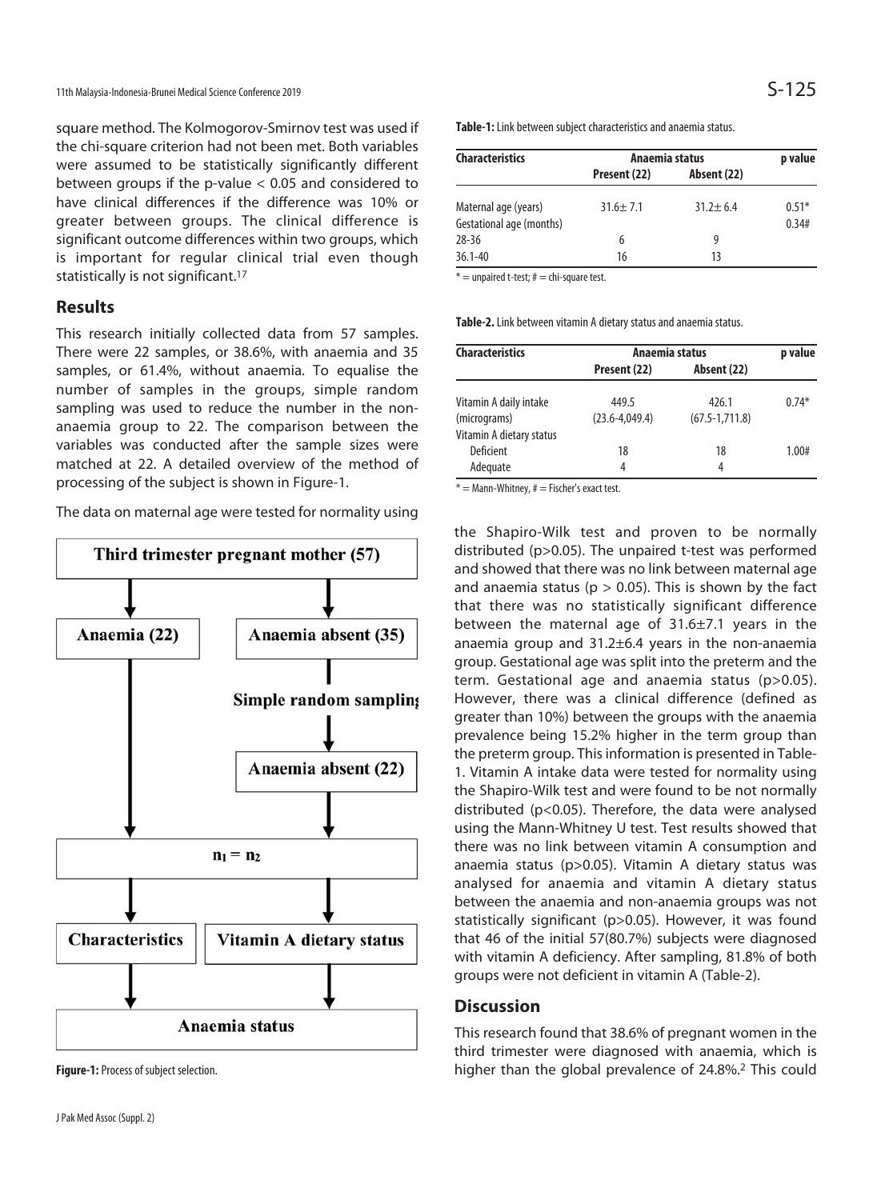square method. The Kolmogorov-Smirnov test was used if the chi-square criterion had not been met. Both variables were assumed to be statistically significantly different between groups if the p-value < 0.05 and considered to have clinical differences if the difference was 10% or greater between groups. The clinical difference is significant outcome differences within two groups, which is important for regular clinical trial even though statistically is not significant.[17]

## Results

This research initially collected data from 57 samples. There were 22 samples, or 38.6%, with anaemia and 35 samples, or 61.4%, without anaemia. To equalise the number of samples in the groups, simple random sampling was used to reduce the number in the non-anaemia group to 22. The comparison between the variables was conducted after the sample sizes were matched at 22. A detailed overview of the method of processing of the subject is shown in Figure-1.

The data on maternal age were tested for normality using the Shapiro-Wilk test and proven to be normally distributed (p>0.05). The unpaired t-test was performed and showed that there was no link between maternal age and anaemia status (p > 0.05). This is shown by the fact that there was no statistically significant difference between the maternal age of 31.6±7.1 years in the anaemia group and 31.2±6.4 years in the non-anaemia group. Gestational age was split into the preterm and the term. Gestational age and anaemia status (p>0.05). However, there was a clinical difference (defined as greater than 10%) between the groups with the anaemia prevalence being 15.2% higher in the term group than the preterm group. This information is presented in Table-1. Vitamin A intake data were tested for normality using the Shapiro-Wilk test and were found to be not normally distributed (p<0.05). Therefore, the data were analysed using the Mann-Whitney U test. Test results showed that there was no link between vitamin A consumption and anaemia status (p>0.05). Vitamin A dietary status was analysed for anaemia and vitamin A dietary status between the anaemia and non-anaemia groups was not statistically significant (p>0.05). However, it was found that 46 of the initial 57(80.7%) subjects were diagnosed with vitamin A deficiency. After sampling, 81.8% of both groups were not deficient in vitamin A (Table-2).

Third trimester pregnant mother (57) → Anaemia (22); Anaemia absent (35) → Simple random sampling → Anaemia absent (22) → $n_1 = n_2$ → Characteristics; Vitamin A dietary status → Anaemia status

**Figure-1:** Process of subject selection.

**Table-1:** Link between subject characteristics and anaemia status.

| Characteristics | Anaemia status | | p value |
|---|---|---|---|
| | Present (22) | Absent (22) | |
| Maternal age (years) | 31.6± 7.1 | 31.2± 6.4 | 0.51* |
| Gestational age (months) | | | 0.34# |
| 28-36 | 6 | 9 | |
| 36.1-40 | 16 | 13 | |

\* = unpaired t-test; # = chi-square test.

**Table-2.** Link between vitamin A dietary status and anaemia status.

| Characteristics | Anaemia status | | p value |
|---|---|---|---|
| | Present (22) | Absent (22) | |
| Vitamin A daily intake (micrograms) | 449.5 (23.6-4,049.4) | 426.1 (67.5-1,711.8) | 0.74* |
| Vitamin A dietary status | | | |
| Deficient | 18 | 18 | 1.00# |
| Adequate | 4 | 4 | |

\* = Mann-Whitney, # = Fischer's exact test.

## Discussion

This research found that 38.6% of pregnant women in the third trimester were diagnosed with anaemia, which is higher than the global prevalence of 24.8%.[2] This could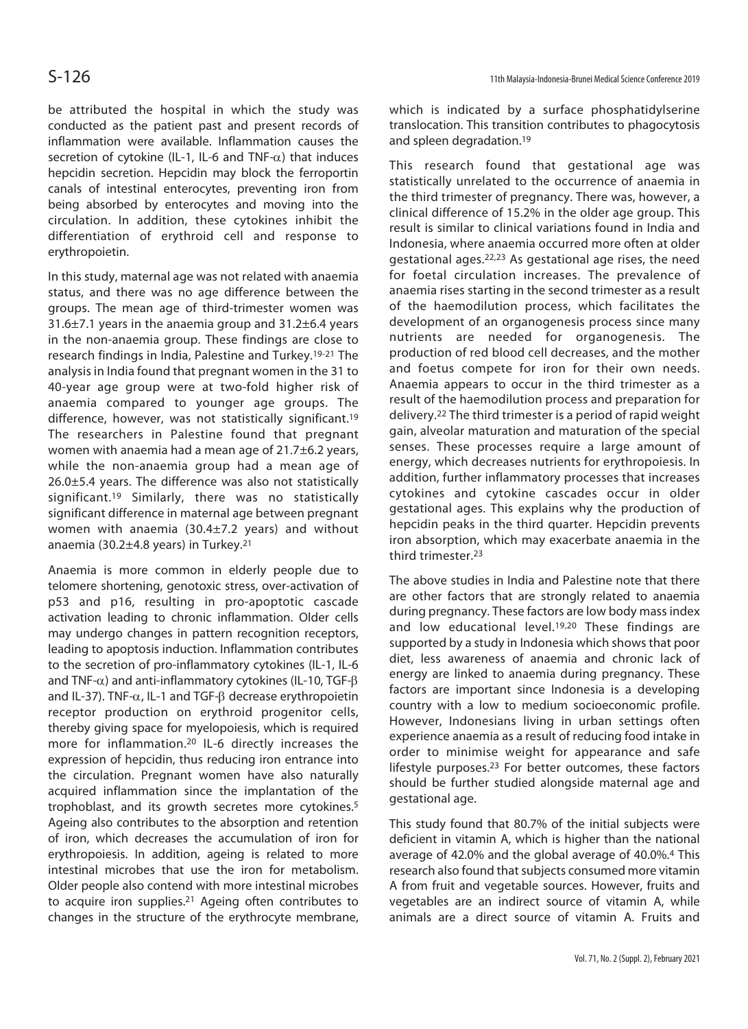be attributed the hospital in which the study was conducted as the patient past and present records of inflammation were available. Inflammation causes the secretion of cytokine (IL-1, IL-6 and TNF-$\alpha$) that induces hepcidin secretion. Hepcidin may block the ferroportin canals of intestinal enterocytes, preventing iron from being absorbed by enterocytes and moving into the circulation. In addition, these cytokines inhibit the differentiation of erythroid cell and response to erythropoietin.

In this study, maternal age was not related with anaemia status, and there was no age difference between the groups. The mean age of third-trimester women was 31.6±7.1 years in the anaemia group and 31.2±6.4 years in the non-anaemia group. These findings are close to research findings in India, Palestine and Turkey.[19-21] The analysis in India found that pregnant women in the 31 to 40-year age group were at two-fold higher risk of anaemia compared to younger age groups. The difference, however, was not statistically significant.[19] The researchers in Palestine found that pregnant women with anaemia had a mean age of 21.7±6.2 years, while the non-anaemia group had a mean age of 26.0±5.4 years. The difference was also not statistically significant.[19] Similarly, there was no statistically significant difference in maternal age between pregnant women with anaemia (30.4±7.2 years) and without anaemia (30.2±4.8 years) in Turkey.[21]

Anaemia is more common in elderly people due to telomere shortening, genotoxic stress, over-activation of p53 and p16, resulting in pro-apoptotic cascade activation leading to chronic inflammation. Older cells may undergo changes in pattern recognition receptors, leading to apoptosis induction. Inflammation contributes to the secretion of pro-inflammatory cytokines (IL-1, IL-6 and TNF-$\alpha$) and anti-inflammatory cytokines (IL-10, TGF-$\beta$ and IL-37). TNF-$\alpha$, IL-1 and TGF-$\beta$ decrease erythropoietin receptor production on erythroid progenitor cells, thereby giving space for myelopoiesis, which is required more for inflammation.[20] IL-6 directly increases the expression of hepcidin, thus reducing iron entrance into the circulation. Pregnant women have also naturally acquired inflammation since the implantation of the trophoblast, and its growth secretes more cytokines.[5] Ageing also contributes to the absorption and retention of iron, which decreases the accumulation of iron for erythropoiesis. In addition, ageing is related to more intestinal microbes that use the iron for metabolism. Older people also contend with more intestinal microbes to acquire iron supplies.[21] Ageing often contributes to changes in the structure of the erythrocyte membrane, which is indicated by a surface phosphatidylserine translocation. This transition contributes to phagocytosis and spleen degradation.[19]

This research found that gestational age was statistically unrelated to the occurrence of anaemia in the third trimester of pregnancy. There was, however, a clinical difference of 15.2% in the older age group. This result is similar to clinical variations found in India and Indonesia, where anaemia occurred more often at older gestational ages.[22,23] As gestational age rises, the need for foetal circulation increases. The prevalence of anaemia rises starting in the second trimester as a result of the haemodilution process, which facilitates the development of an organogenesis process since many nutrients are needed for organogenesis. The production of red blood cell decreases, and the mother and foetus compete for iron for their own needs. Anaemia appears to occur in the third trimester as a result of the haemodilution process and preparation for delivery.[22] The third trimester is a period of rapid weight gain, alveolar maturation and maturation of the special senses. These processes require a large amount of energy, which decreases nutrients for erythropoiesis. In addition, further inflammatory processes that increases cytokines and cytokine cascades occur in older gestational ages. This explains why the production of hepcidin peaks in the third quarter. Hepcidin prevents iron absorption, which may exacerbate anaemia in the third trimester.[23]

The above studies in India and Palestine note that there are other factors that are strongly related to anaemia during pregnancy. These factors are low body mass index and low educational level.[19,20] These findings are supported by a study in Indonesia which shows that poor diet, less awareness of anaemia and chronic lack of energy are linked to anaemia during pregnancy. These factors are important since Indonesia is a developing country with a low to medium socioeconomic profile. However, Indonesians living in urban settings often experience anaemia as a result of reducing food intake in order to minimise weight for appearance and safe lifestyle purposes.[23] For better outcomes, these factors should be further studied alongside maternal age and gestational age.

This study found that 80.7% of the initial subjects were deficient in vitamin A, which is higher than the national average of 42.0% and the global average of 40.0%.[4] This research also found that subjects consumed more vitamin A from fruit and vegetable sources. However, fruits and vegetables are an indirect source of vitamin A, while animals are a direct source of vitamin A. Fruits and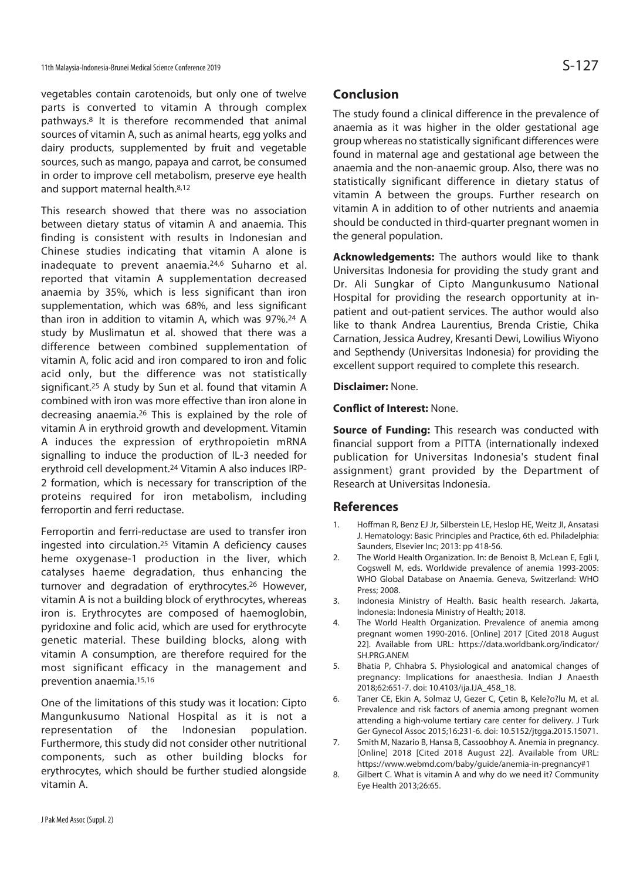vegetables contain carotenoids, but only one of twelve parts is converted to vitamin A through complex pathways.[8] It is therefore recommended that animal sources of vitamin A, such as animal hearts, egg yolks and dairy products, supplemented by fruit and vegetable sources, such as mango, papaya and carrot, be consumed in order to improve cell metabolism, preserve eye health and support maternal health.[8,12]

This research showed that there was no association between dietary status of vitamin A and anaemia. This finding is consistent with results in Indonesian and Chinese studies indicating that vitamin A alone is inadequate to prevent anaemia.[24,6] Suharno et al. reported that vitamin A supplementation decreased anaemia by 35%, which is less significant than iron supplementation, which was 68%, and less significant than iron in addition to vitamin A, which was 97%.[24] A study by Muslimatun et al. showed that there was a difference between combined supplementation of vitamin A, folic acid and iron compared to iron and folic acid only, but the difference was not statistically significant.[25] A study by Sun et al. found that vitamin A combined with iron was more effective than iron alone in decreasing anaemia.[26] This is explained by the role of vitamin A in erythroid growth and development. Vitamin A induces the expression of erythropoietin mRNA signalling to induce the production of IL-3 needed for erythroid cell development.[24] Vitamin A also induces IRP-2 formation, which is necessary for transcription of the proteins required for iron metabolism, including ferroportin and ferri reductase.

Ferroportin and ferri-reductase are used to transfer iron ingested into circulation.[25] Vitamin A deficiency causes heme oxygenase-1 production in the liver, which catalyses haeme degradation, thus enhancing the turnover and degradation of erythrocytes.[26] However, vitamin A is not a building block of erythrocytes, whereas iron is. Erythrocytes are composed of haemoglobin, pyridoxine and folic acid, which are used for erythrocyte genetic material. These building blocks, along with vitamin A consumption, are therefore required for the most significant efficacy in the management and prevention anaemia.[15,16]

One of the limitations of this study was it location: Cipto Mangunkusumo National Hospital as it is not a representation of the Indonesian population. Furthermore, this study did not consider other nutritional components, such as other building blocks for erythrocytes, which should be further studied alongside vitamin A.

## Conclusion

The study found a clinical difference in the prevalence of anaemia as it was higher in the older gestational age group whereas no statistically significant differences were found in maternal age and gestational age between the anaemia and the non-anaemic group. Also, there was no statistically significant difference in dietary status of vitamin A between the groups. Further research on vitamin A in addition to of other nutrients and anaemia should be conducted in third-quarter pregnant women in the general population.

**Acknowledgements:** The authors would like to thank Universitas Indonesia for providing the study grant and Dr. Ali Sungkar of Cipto Mangunkusumo National Hospital for providing the research opportunity at in-patient and out-patient services. The author would also like to thank Andrea Laurentius, Brenda Cristie, Chika Carnation, Jessica Audrey, Kresanti Dewi, Lowilius Wiyono and Septhendy (Universitas Indonesia) for providing the excellent support required to complete this research.

**Disclaimer:** None.

**Conflict of Interest:** None.

**Source of Funding:** This research was conducted with financial support from a PITTA (internationally indexed publication for Universitas Indonesia's student final assignment) grant provided by the Department of Research at Universitas Indonesia.

## References

1. Hoffman R, Benz EJ Jr, Silberstein LE, Heslop HE, Weitz JI, Ansatasi J. Hematology: Basic Principles and Practice, 6th ed. Philadelphia: Saunders, Elsevier Inc; 2013: pp 418-56.
2. The World Health Organization. In: de Benoist B, McLean E, Egli I, Cogswell M, eds. Worldwide prevalence of anemia 1993-2005: WHO Global Database on Anaemia. Geneva, Switzerland: WHO Press; 2008.
3. Indonesia Ministry of Health. Basic health research. Jakarta, Indonesia: Indonesia Ministry of Health; 2018.
4. The World Health Organization. Prevalence of anemia among pregnant women 1990-2016. [Online] 2017 [Cited 2018 August 22]. Available from URL: https://data.worldbank.org/indicator/SH.PRG.ANEM
5. Bhatia P, Chhabra S. Physiological and anatomical changes of pregnancy: Implications for anaesthesia. Indian J Anaesth 2018;62:651-7. doi: 10.4103/ija.IJA_458_18.
6. Taner CE, Ekin A, Solmaz U, Gezer C, Çetin B, Kele?o?lu M, et al. Prevalence and risk factors of anemia among pregnant women attending a high-volume tertiary care center for delivery. J Turk Ger Gynecol Assoc 2015;16:231-6. doi: 10.5152/jtgga.2015.15071.
7. Smith M, Nazario B, Hansa B, Cassoobhoy A. Anemia in pregnancy. [Online] 2018 [Cited 2018 August 22]. Available from URL: https://www.webmd.com/baby/guide/anemia-in-pregnancy#1
8. Gilbert C. What is vitamin A and why do we need it? Community Eye Health 2013;26:65.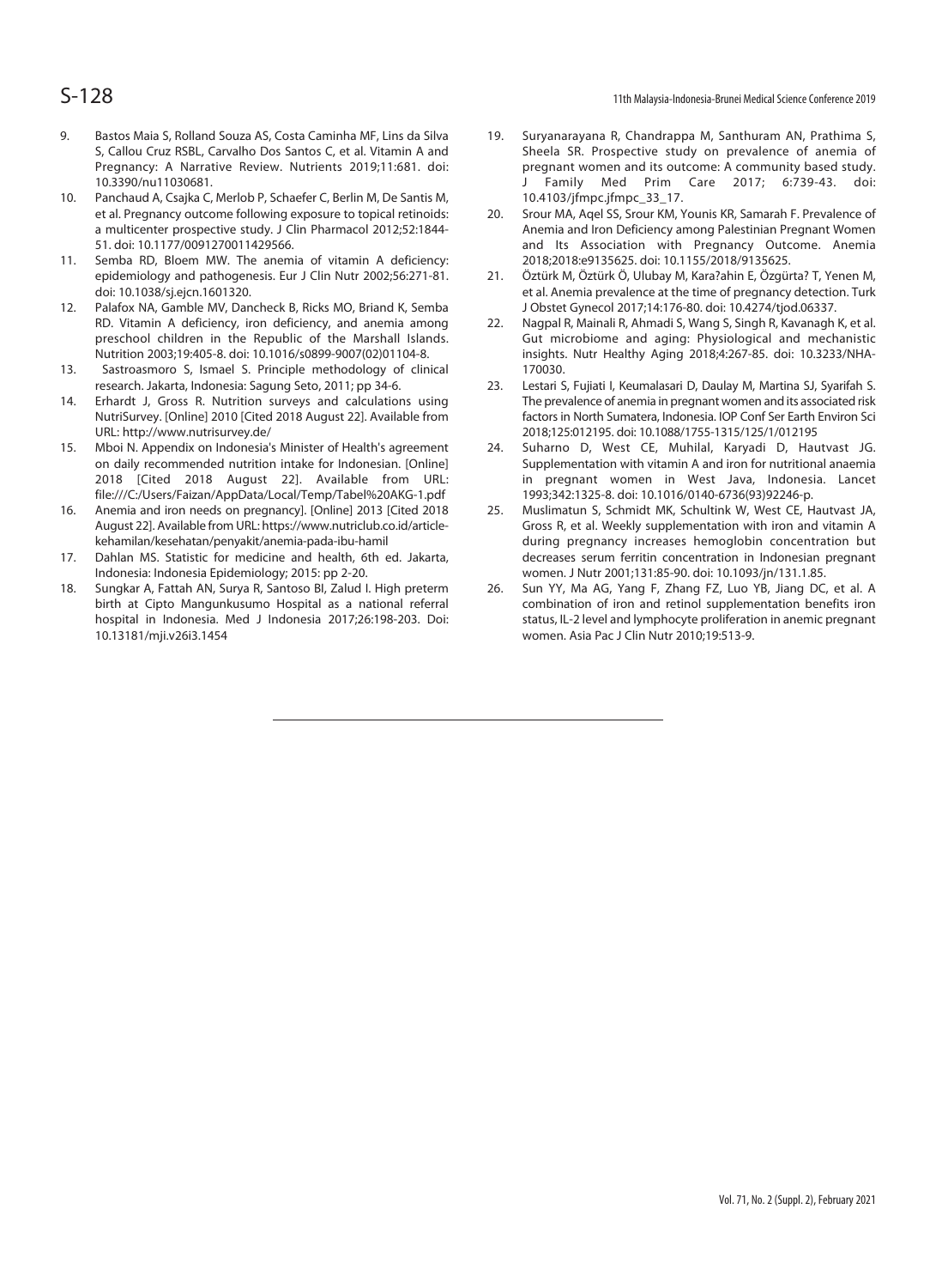9. Bastos Maia S, Rolland Souza AS, Costa Caminha MF, Lins da Silva S, Callou Cruz RSBL, Carvalho Dos Santos C, et al. Vitamin A and Pregnancy: A Narrative Review. Nutrients 2019;11:681. doi: 10.3390/nu11030681.
10. Panchaud A, Csajka C, Merlob P, Schaefer C, Berlin M, De Santis M, et al. Pregnancy outcome following exposure to topical retinoids: a multicenter prospective study. J Clin Pharmacol 2012;52:1844-51. doi: 10.1177/0091270011429566.
11. Semba RD, Bloem MW. The anemia of vitamin A deficiency: epidemiology and pathogenesis. Eur J Clin Nutr 2002;56:271-81. doi: 10.1038/sj.ejcn.1601320.
12. Palafox NA, Gamble MV, Dancheck B, Ricks MO, Briand K, Semba RD. Vitamin A deficiency, iron deficiency, and anemia among preschool children in the Republic of the Marshall Islands. Nutrition 2003;19:405-8. doi: 10.1016/s0899-9007(02)01104-8.
13. Sastroasmoro S, Ismael S. Principle methodology of clinical research. Jakarta, Indonesia: Sagung Seto, 2011; pp 34-6.
14. Erhardt J, Gross R. Nutrition surveys and calculations using NutriSurvey. [Online] 2010 [Cited 2018 August 22]. Available from URL: http://www.nutrisurvey.de/
15. Mboi N. Appendix on Indonesia's Minister of Health's agreement on daily recommended nutrition intake for Indonesian. [Online] 2018 [Cited 2018 August 22]. Available from URL: file:///C:/Users/Faizan/AppData/Local/Temp/Tabel%20AKG-1.pdf
16. Anemia and iron needs on pregnancy]. [Online] 2013 [Cited 2018 August 22]. Available from URL: https://www.nutriclub.co.id/article-kehamilan/kesehatan/penyakit/anemia-pada-ibu-hamil
17. Dahlan MS. Statistic for medicine and health, 6th ed. Jakarta, Indonesia: Indonesia Epidemiology; 2015: pp 2-20.
18. Sungkar A, Fattah AN, Surya R, Santoso BI, Zalud I. High preterm birth at Cipto Mangunkusumo Hospital as a national referral hospital in Indonesia. Med J Indonesia 2017;26:198-203. Doi: 10.13181/mji.v26i3.1454
19. Suryanarayana R, Chandrappa M, Santhuram AN, Prathima S, Sheela SR. Prospective study on prevalence of anemia of pregnant women and its outcome: A community based study. J Family Med Prim Care 2017; 6:739-43. doi: 10.4103/jfmpc.jfmpc_33_17.
20. Srour MA, Aqel SS, Srour KM, Younis KR, Samarah F. Prevalence of Anemia and Iron Deficiency among Palestinian Pregnant Women and Its Association with Pregnancy Outcome. Anemia 2018;2018:e9135625. doi: 10.1155/2018/9135625.
21. Öztürk M, Öztürk Ö, Ulubay M, Kara?ahin E, Özgürta? T, Yenen M, et al. Anemia prevalence at the time of pregnancy detection. Turk J Obstet Gynecol 2017;14:176-80. doi: 10.4274/tjod.06337.
22. Nagpal R, Mainali R, Ahmadi S, Wang S, Singh R, Kavanagh K, et al. Gut microbiome and aging: Physiological and mechanistic insights. Nutr Healthy Aging 2018;4:267-85. doi: 10.3233/NHA-170030.
23. Lestari S, Fujiati I, Keumalasari D, Daulay M, Martina SJ, Syarifah S. The prevalence of anemia in pregnant women and its associated risk factors in North Sumatera, Indonesia. IOP Conf Ser Earth Environ Sci 2018;125:012195. doi: 10.1088/1755-1315/125/1/012195
24. Suharno D, West CE, Muhilal, Karyadi D, Hautvast JG. Supplementation with vitamin A and iron for nutritional anaemia in pregnant women in West Java, Indonesia. Lancet 1993;342:1325-8. doi: 10.1016/0140-6736(93)92246-p.
25. Muslimatun S, Schmidt MK, Schultink W, West CE, Hautvast JA, Gross R, et al. Weekly supplementation with iron and vitamin A during pregnancy increases hemoglobin concentration but decreases serum ferritin concentration in Indonesian pregnant women. J Nutr 2001;131:85-90. doi: 10.1093/jn/131.1.85.
26. Sun YY, Ma AG, Yang F, Zhang FZ, Luo YB, Jiang DC, et al. A combination of iron and retinol supplementation benefits iron status, IL-2 level and lymphocyte proliferation in anemic pregnant women. Asia Pac J Clin Nutr 2010;19:513-9.